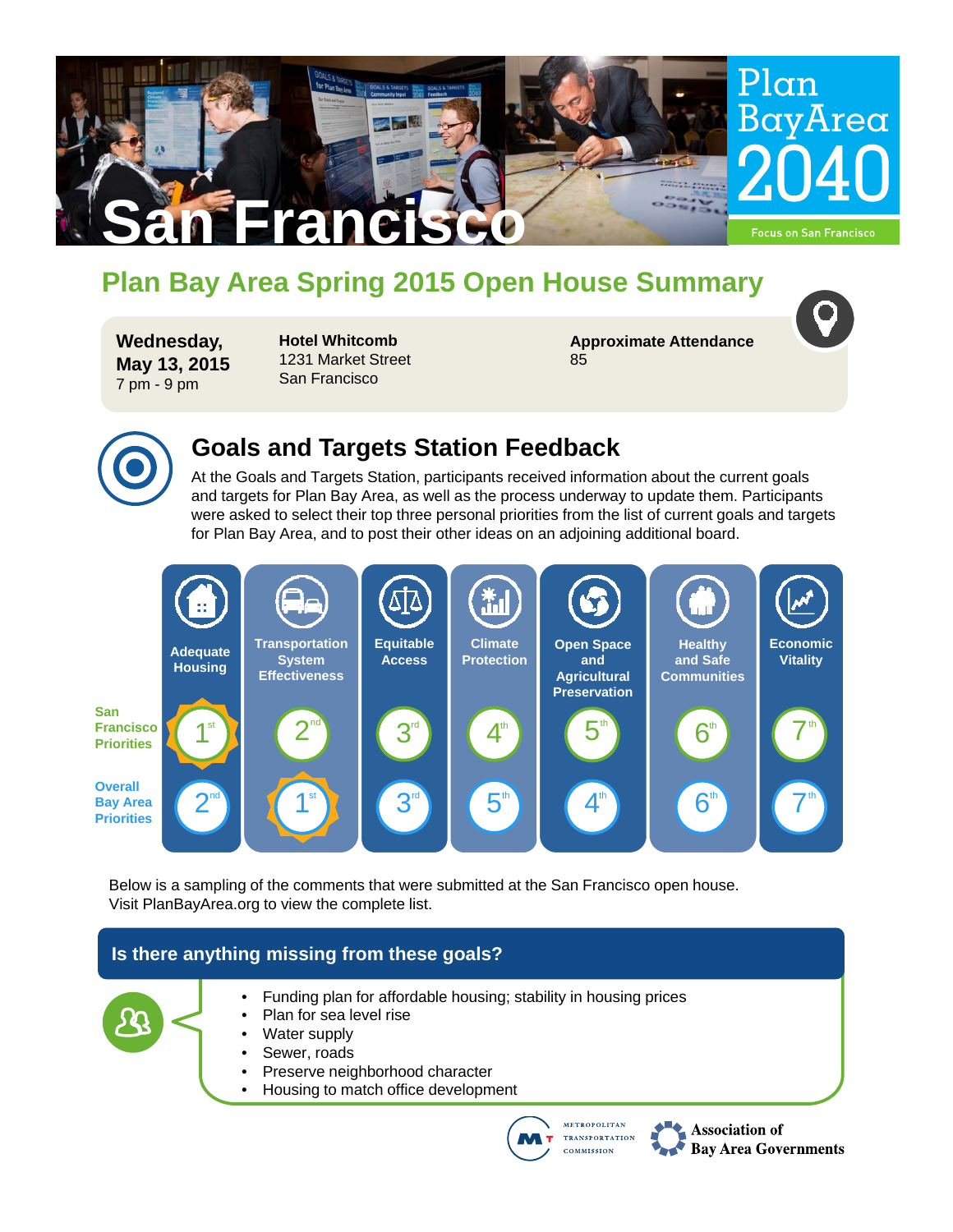# San Francisco

Plan Bay Area 2040

Focus on San Francisco

## Plan Bay Area Spring 2015 Open House Summary

**Wednesday, May 13, 2015**
7 pm - 9 pm

**Hotel Whitcomb**
1231 Market Street
San Francisco

**Approximate Attendance**
85

## Goals and Targets Station Feedback

At the Goals and Targets Station, participants received information about the current goals and targets for Plan Bay Area, as well as the process underway to update them. Participants were asked to select their top three personal priorities from the list of current goals and targets for Plan Bay Area, and to post their other ideas on an adjoining additional board.

| | Adequate Housing | Transportation System Effectiveness | Equitable Access | Climate Protection | Open Space and Agricultural Preservation | Healthy and Safe Communities | Economic Vitality |
|---|---|---|---|---|---|---|---|
| San Francisco Priorities | 1st | 2nd | 3rd | 4th | 5th | 6th | 7th |
| Overall Bay Area Priorities | 2nd | 1st | 3rd | 5th | 4th | 6th | 7th |

Below is a sampling of the comments that were submitted at the San Francisco open house. Visit PlanBayArea.org to view the complete list.

### Is there anything missing from these goals?

- Funding plan for affordable housing; stability in housing prices
- Plan for sea level rise
- Water supply
- Sewer, roads
- Preserve neighborhood character
- Housing to match office development

Metropolitan Transportation Commission | Association of Bay Area Governments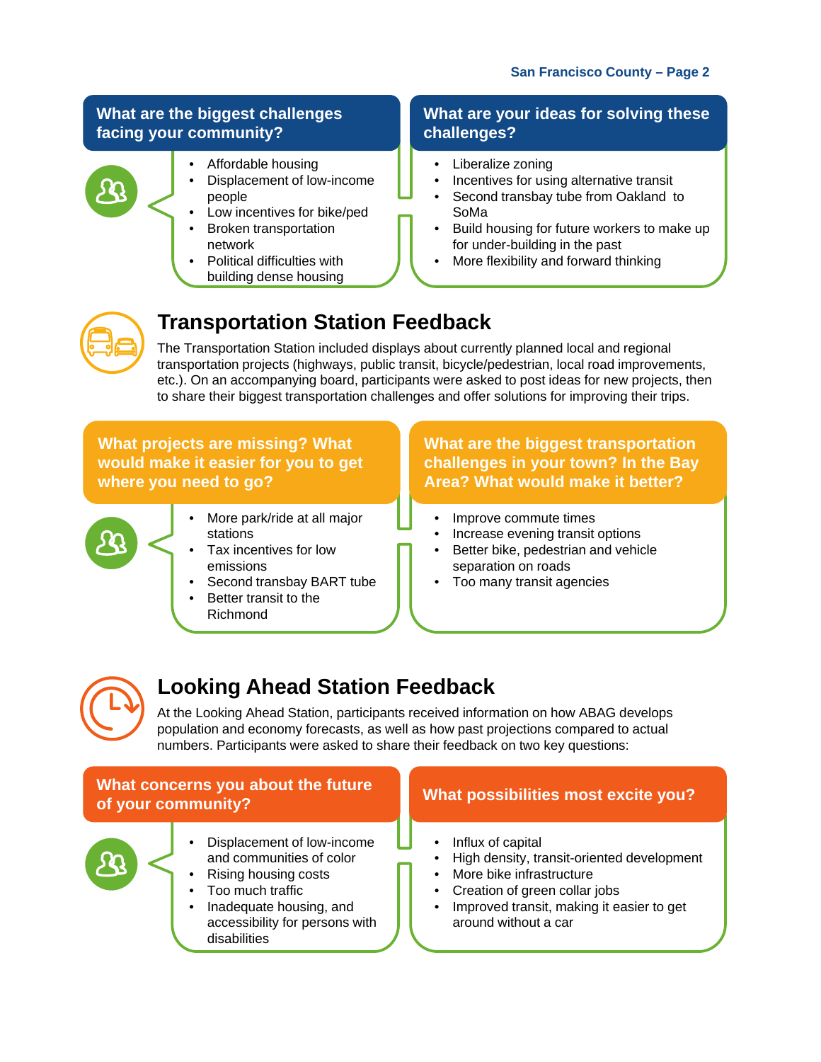### What are the biggest challenges facing your community?

- Affordable housing
- Displacement of low-income people
- Low incentives for bike/ped
- Broken transportation network
- Political difficulties with building dense housing

### What are your ideas for solving these challenges?

- Liberalize zoning
- Incentives for using alternative transit
- Second transbay tube from Oakland to SoMa
- Build housing for future workers to make up for under-building in the past
- More flexibility and forward thinking

## Transportation Station Feedback

The Transportation Station included displays about currently planned local and regional transportation projects (highways, public transit, bicycle/pedestrian, local road improvements, etc.). On an accompanying board, participants were asked to post ideas for new projects, then to share their biggest transportation challenges and offer solutions for improving their trips.

### What projects are missing? What would make it easier for you to get where you need to go?

- More park/ride at all major stations
- Tax incentives for low emissions
- Second transbay BART tube
- Better transit to the Richmond

### What are the biggest transportation challenges in your town? In the Bay Area? What would make it better?

- Improve commute times
- Increase evening transit options
- Better bike, pedestrian and vehicle separation on roads
- Too many transit agencies

## Looking Ahead Station Feedback

At the Looking Ahead Station, participants received information on how ABAG develops population and economy forecasts, as well as how past projections compared to actual numbers. Participants were asked to share their feedback on two key questions:

### What concerns you about the future of your community?

- Displacement of low-income and communities of color
- Rising housing costs
- Too much traffic
- Inadequate housing, and accessibility for persons with disabilities

### What possibilities most excite you?

- Influx of capital
- High density, transit-oriented development
- More bike infrastructure
- Creation of green collar jobs
- Improved transit, making it easier to get around without a car